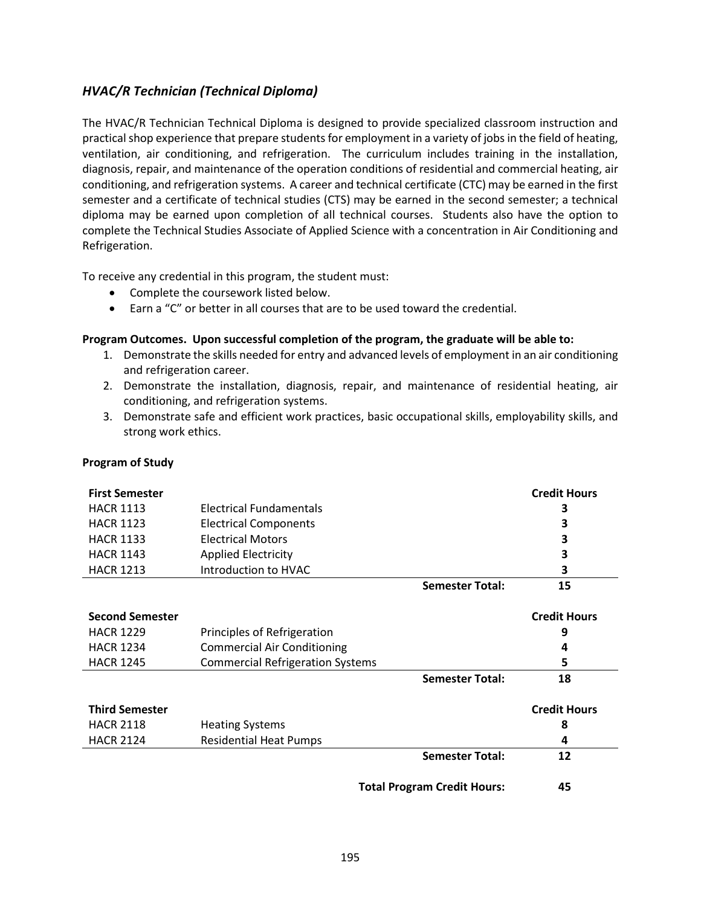## *HVAC/R Technician (Technical Diploma)*

The HVAC/R Technician Technical Diploma is designed to provide specialized classroom instruction and practical shop experience that prepare students for employment in a variety of jobs in the field of heating, ventilation, air conditioning, and refrigeration. The curriculum includes training in the installation, diagnosis, repair, and maintenance of the operation conditions of residential and commercial heating, air conditioning, and refrigeration systems. A career and technical certificate (CTC) may be earned in the first semester and a certificate of technical studies (CTS) may be earned in the second semester; a technical diploma may be earned upon completion of all technical courses. Students also have the option to complete the Technical Studies Associate of Applied Science with a concentration in Air Conditioning and Refrigeration.

To receive any credential in this program, the student must:

- Complete the coursework listed below.
- Earn a "C" or better in all courses that are to be used toward the credential.

**Program Outcomes. Upon successful completion of the program, the graduate will be able to:**

1. Demonstrate the skills needed for entry and advanced levels of employment in an air conditioning and refrigeration career.
2. Demonstrate the installation, diagnosis, repair, and maintenance of residential heating, air conditioning, and refrigeration systems.
3. Demonstrate safe and efficient work practices, basic occupational skills, employability skills, and strong work ethics.

**Program of Study**

| **First Semester** | | **Credit Hours** |
|---|---|---|
| HACR 1113 | Electrical Fundamentals | 3 |
| HACR 1123 | Electrical Components | 3 |
| HACR 1133 | Electrical Motors | 3 |
| HACR 1143 | Applied Electricity | 3 |
| HACR 1213 | Introduction to HVAC | 3 |
| | **Semester Total:** | **15** |

| **Second Semester** | | **Credit Hours** |
|---|---|---|
| HACR 1229 | Principles of Refrigeration | 9 |
| HACR 1234 | Commercial Air Conditioning | 4 |
| HACR 1245 | Commercial Refrigeration Systems | 5 |
| | **Semester Total:** | **18** |

| **Third Semester** | | **Credit Hours** |
|---|---|---|
| HACR 2118 | Heating Systems | 8 |
| HACR 2124 | Residential Heat Pumps | 4 |
| | **Semester Total:** | **12** |

| | **Total Program Credit Hours:** | **45** |
|---|---|---|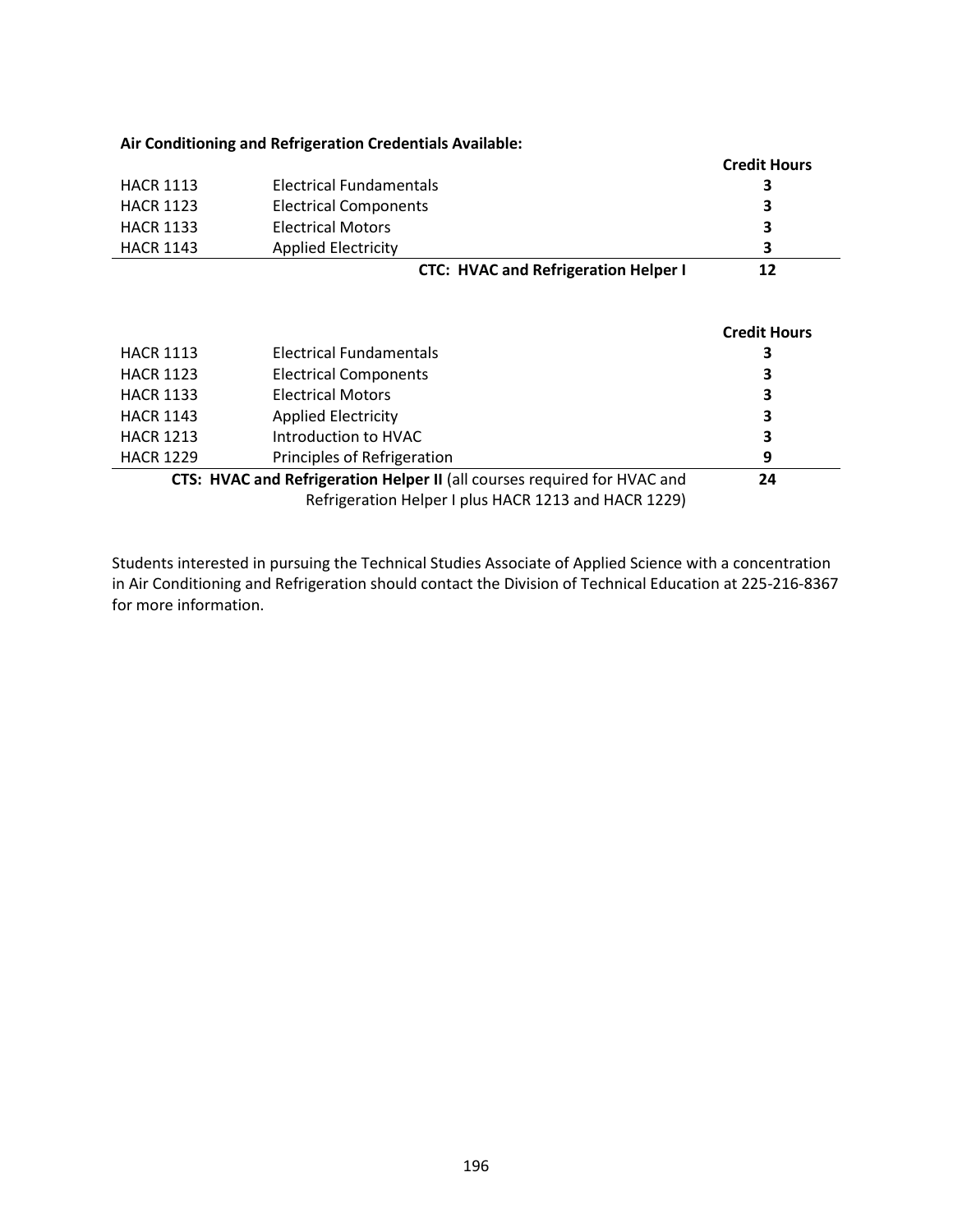**Air Conditioning and Refrigeration Credentials Available:**

| | | Credit Hours |
|---|---|---|
| HACR 1113 | Electrical Fundamentals | 3 |
| HACR 1123 | Electrical Components | 3 |
| HACR 1133 | Electrical Motors | 3 |
| HACR 1143 | Applied Electricity | 3 |
| | **CTC: HVAC and Refrigeration Helper I** | **12** |

| | | Credit Hours |
|---|---|---|
| HACR 1113 | Electrical Fundamentals | 3 |
| HACR 1123 | Electrical Components | 3 |
| HACR 1133 | Electrical Motors | 3 |
| HACR 1143 | Applied Electricity | 3 |
| HACR 1213 | Introduction to HVAC | 3 |
| HACR 1229 | Principles of Refrigeration | 9 |
| | **CTS: HVAC and Refrigeration Helper II** (all courses required for HVAC and Refrigeration Helper I plus HACR 1213 and HACR 1229) | **24** |

Students interested in pursuing the Technical Studies Associate of Applied Science with a concentration in Air Conditioning and Refrigeration should contact the Division of Technical Education at 225-216-8367 for more information.